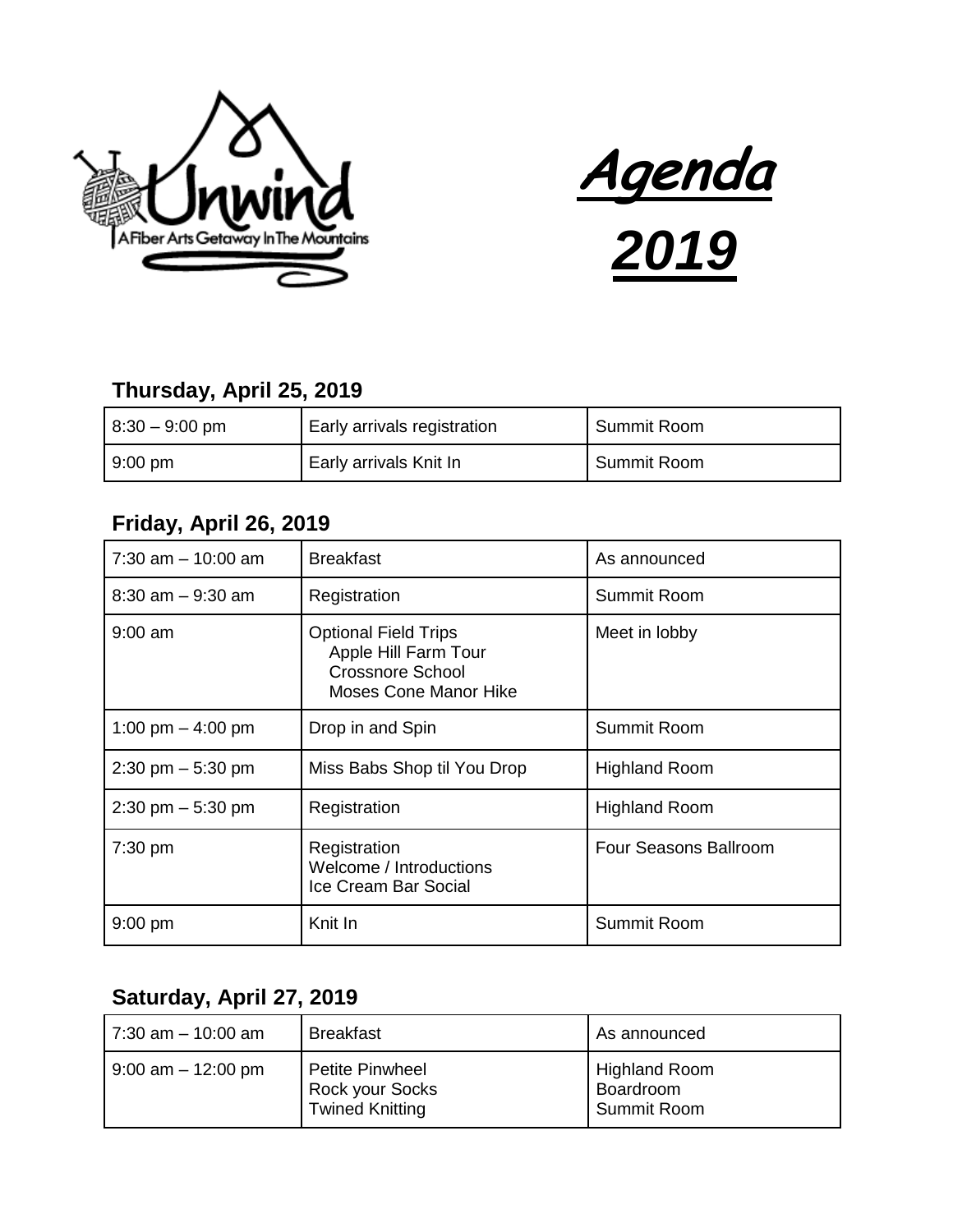Unwind

A Fiber Arts Getaway In The Mountains

# Agenda 2019

### Thursday, April 25, 2019

| | | |
|---|---|---|
| 8:30 – 9:00 pm | Early arrivals registration | Summit Room |
| 9:00 pm | Early arrivals Knit In | Summit Room |

### Friday, April 26, 2019

| | | |
|---|---|---|
| 7:30 am – 10:00 am | Breakfast | As announced |
| 8:30 am – 9:30 am | Registration | Summit Room |
| 9:00 am | Optional Field Trips<br>Apple Hill Farm Tour<br>Crossnore School<br>Moses Cone Manor Hike | Meet in lobby |
| 1:00 pm – 4:00 pm | Drop in and Spin | Summit Room |
| 2:30 pm – 5:30 pm | Miss Babs Shop til You Drop | Highland Room |
| 2:30 pm – 5:30 pm | Registration | Highland Room |
| 7:30 pm | Registration<br>Welcome / Introductions<br>Ice Cream Bar Social | Four Seasons Ballroom |
| 9:00 pm | Knit In | Summit Room |

### Saturday, April 27, 2019

| | | |
|---|---|---|
| 7:30 am – 10:00 am | Breakfast | As announced |
| 9:00 am – 12:00 pm | Petite Pinwheel<br>Rock your Socks<br>Twined Knitting | Highland Room<br>Boardroom<br>Summit Room |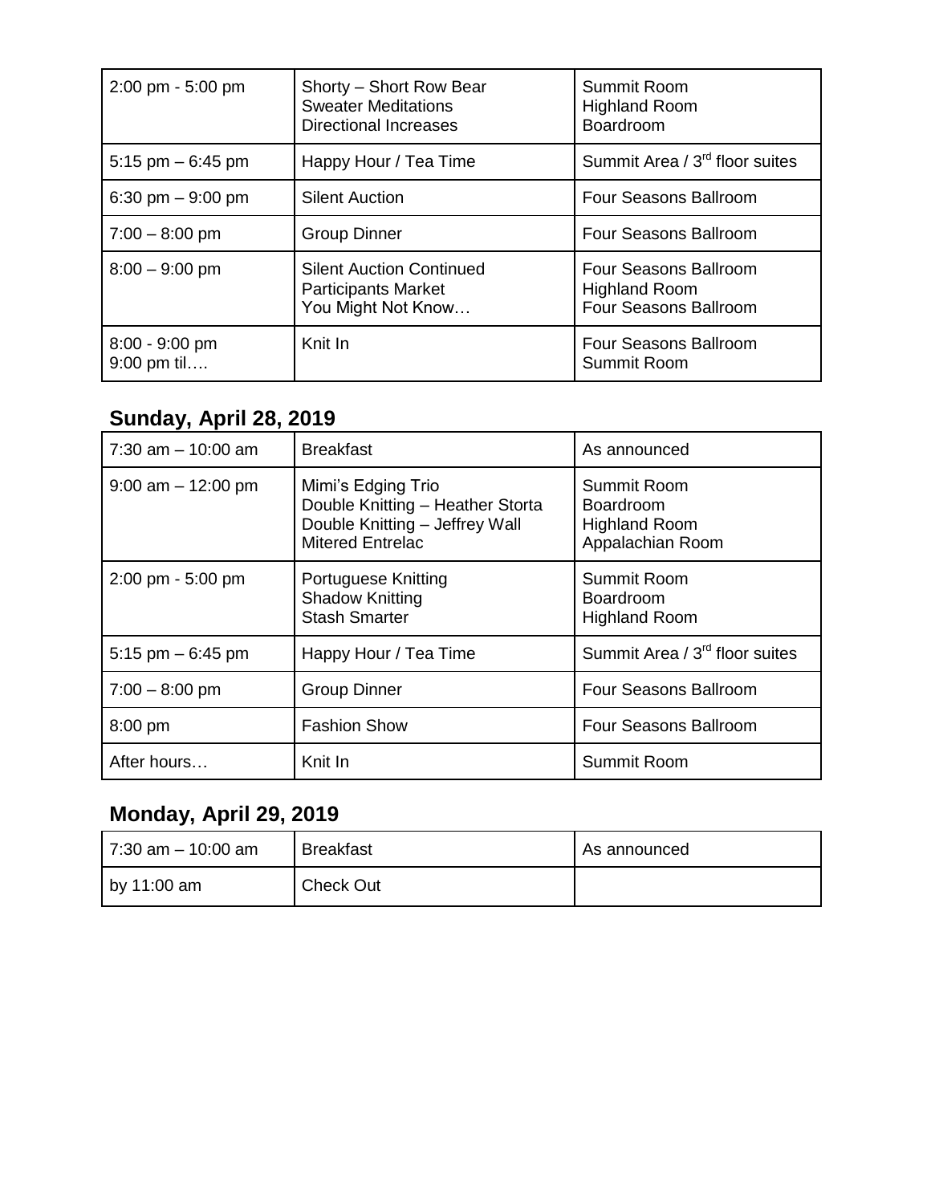| | | |
|---|---|---|
| 2:00 pm - 5:00 pm | Shorty – Short Row Bear<br>Sweater Meditations<br>Directional Increases | Summit Room<br>Highland Room<br>Boardroom |
| 5:15 pm – 6:45 pm | Happy Hour / Tea Time | Summit Area / 3rd floor suites |
| 6:30 pm – 9:00 pm | Silent Auction | Four Seasons Ballroom |
| 7:00 – 8:00 pm | Group Dinner | Four Seasons Ballroom |
| 8:00 – 9:00 pm | Silent Auction Continued<br>Participants Market<br>You Might Not Know… | Four Seasons Ballroom<br>Highland Room<br>Four Seasons Ballroom |
| 8:00 - 9:00 pm<br>9:00 pm til…. | Knit In | Four Seasons Ballroom<br>Summit Room |

## Sunday, April 28, 2019

| | | |
|---|---|---|
| 7:30 am – 10:00 am | Breakfast | As announced |
| 9:00 am – 12:00 pm | Mimi's Edging Trio<br>Double Knitting – Heather Storta<br>Double Knitting – Jeffrey Wall<br>Mitered Entrelac | Summit Room<br>Boardroom<br>Highland Room<br>Appalachian Room |
| 2:00 pm - 5:00 pm | Portuguese Knitting<br>Shadow Knitting<br>Stash Smarter | Summit Room<br>Boardroom<br>Highland Room |
| 5:15 pm – 6:45 pm | Happy Hour / Tea Time | Summit Area / 3rd floor suites |
| 7:00 – 8:00 pm | Group Dinner | Four Seasons Ballroom |
| 8:00 pm | Fashion Show | Four Seasons Ballroom |
| After hours… | Knit In | Summit Room |

## Monday, April 29, 2019

| | | |
|---|---|---|
| 7:30 am – 10:00 am | Breakfast | As announced |
| by 11:00 am | Check Out | |